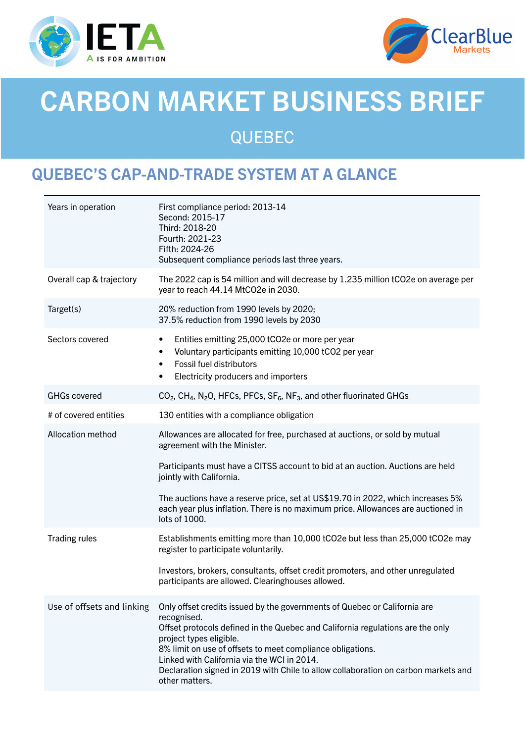# CARBON MARKET BUSINESS BRIEF

## QUEBEC

## QUEBEC'S CAP-AND-TRADE SYSTEM AT A GLANCE

| | |
|---|---|
| Years in operation | First compliance period: 2013-14<br>Second: 2015-17<br>Third: 2018-20<br>Fourth: 2021-23<br>Fifth: 2024-26<br>Subsequent compliance periods last three years. |
| Overall cap & trajectory | The 2022 cap is 54 million and will decrease by 1.235 million tCO2e on average per year to reach 44.14 MtCO2e in 2030. |
| Target(s) | 20% reduction from 1990 levels by 2020;<br>37.5% reduction from 1990 levels by 2030 |
| Sectors covered | • Entities emitting 25,000 tCO2e or more per year<br>• Voluntary participants emitting 10,000 tCO2 per year<br>• Fossil fuel distributors<br>• Electricity producers and importers |
| GHGs covered | $CO_2$, $CH_4$, $N_2O$, HFCs, PFCs, $SF_6$, $NF_3$, and other fluorinated GHGs |
| # of covered entities | 130 entities with a compliance obligation |
| Allocation method | Allowances are allocated for free, purchased at auctions, or sold by mutual agreement with the Minister.<br><br>Participants must have a CITSS account to bid at an auction. Auctions are held jointly with California.<br><br>The auctions have a reserve price, set at US$19.70 in 2022, which increases 5% each year plus inflation. There is no maximum price. Allowances are auctioned in lots of 1000. |
| Trading rules | Establishments emitting more than 10,000 tCO2e but less than 25,000 tCO2e may register to participate voluntarily.<br><br>Investors, brokers, consultants, offset credit promoters, and other unregulated participants are allowed. Clearinghouses allowed. |
| Use of offsets and linking | Only offset credits issued by the governments of Quebec or California are recognised.<br>Offset protocols defined in the Quebec and California regulations are the only project types eligible.<br>8% limit on use of offsets to meet compliance obligations.<br>Linked with California via the WCI in 2014.<br>Declaration signed in 2019 with Chile to allow collaboration on carbon markets and other matters. |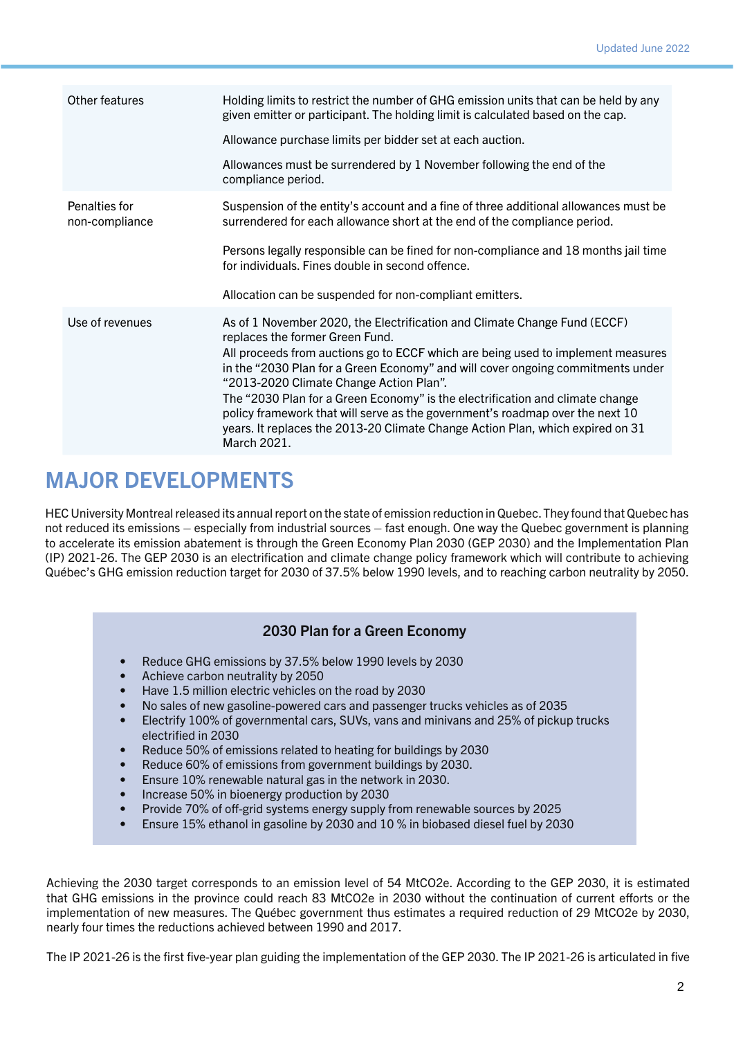| | |
|---|---|
| Other features | Holding limits to restrict the number of GHG emission units that can be held by any given emitter or participant. The holding limit is calculated based on the cap.<br><br>Allowance purchase limits per bidder set at each auction.<br><br>Allowances must be surrendered by 1 November following the end of the compliance period. |
| Penalties for non-compliance | Suspension of the entity's account and a fine of three additional allowances must be surrendered for each allowance short at the end of the compliance period.<br><br>Persons legally responsible can be fined for non-compliance and 18 months jail time for individuals. Fines double in second offence.<br><br>Allocation can be suspended for non-compliant emitters. |
| Use of revenues | As of 1 November 2020, the Electrification and Climate Change Fund (ECCF) replaces the former Green Fund.<br>All proceeds from auctions go to ECCF which are being used to implement measures in the "2030 Plan for a Green Economy" and will cover ongoing commitments under "2013-2020 Climate Change Action Plan".<br>The "2030 Plan for a Green Economy" is the electrification and climate change policy framework that will serve as the government's roadmap over the next 10 years. It replaces the 2013-20 Climate Change Action Plan, which expired on 31 March 2021. |

# MAJOR DEVELOPMENTS

HEC University Montreal released its annual report on the state of emission reduction in Quebec. They found that Quebec has not reduced its emissions – especially from industrial sources – fast enough. One way the Quebec government is planning to accelerate its emission abatement is through the Green Economy Plan 2030 (GEP 2030) and the Implementation Plan (IP) 2021-26. The GEP 2030 is an electrification and climate change policy framework which will contribute to achieving Québec's GHG emission reduction target for 2030 of 37.5% below 1990 levels, and to reaching carbon neutrality by 2050.

### 2030 Plan for a Green Economy

- Reduce GHG emissions by 37.5% below 1990 levels by 2030
- Achieve carbon neutrality by 2050
- Have 1.5 million electric vehicles on the road by 2030
- No sales of new gasoline-powered cars and passenger trucks vehicles as of 2035
- Electrify 100% of governmental cars, SUVs, vans and minivans and 25% of pickup trucks electrified in 2030
- Reduce 50% of emissions related to heating for buildings by 2030
- Reduce 60% of emissions from government buildings by 2030.
- Ensure 10% renewable natural gas in the network in 2030.
- Increase 50% in bioenergy production by 2030
- Provide 70% of off-grid systems energy supply from renewable sources by 2025
- Ensure 15% ethanol in gasoline by 2030 and 10 % in biobased diesel fuel by 2030

Achieving the 2030 target corresponds to an emission level of 54 $MtCO_2e$. According to the GEP 2030, it is estimated that GHG emissions in the province could reach 83 $MtCO_2e$ in 2030 without the continuation of current efforts or the implementation of new measures. The Québec government thus estimates a required reduction of 29 $MtCO_2e$ by 2030, nearly four times the reductions achieved between 1990 and 2017.

The IP 2021-26 is the first five-year plan guiding the implementation of the GEP 2030. The IP 2021-26 is articulated in five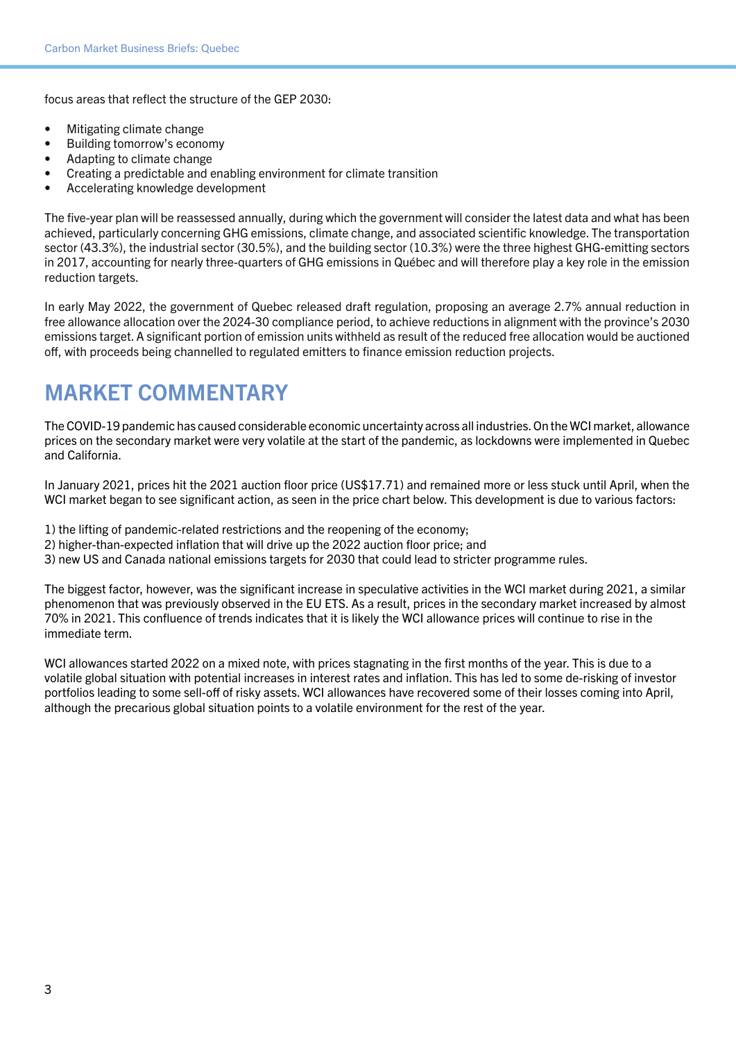focus areas that reflect the structure of the GEP 2030:

- Mitigating climate change
- Building tomorrow's economy
- Adapting to climate change
- Creating a predictable and enabling environment for climate transition
- Accelerating knowledge development

The five-year plan will be reassessed annually, during which the government will consider the latest data and what has been achieved, particularly concerning GHG emissions, climate change, and associated scientific knowledge. The transportation sector (43.3%), the industrial sector (30.5%), and the building sector (10.3%) were the three highest GHG-emitting sectors in 2017, accounting for nearly three-quarters of GHG emissions in Québec and will therefore play a key role in the emission reduction targets.

In early May 2022, the government of Quebec released draft regulation, proposing an average 2.7% annual reduction in free allowance allocation over the 2024-30 compliance period, to achieve reductions in alignment with the province's 2030 emissions target. A significant portion of emission units withheld as result of the reduced free allocation would be auctioned off, with proceeds being channelled to regulated emitters to finance emission reduction projects.

## MARKET COMMENTARY

The COVID-19 pandemic has caused considerable economic uncertainty across all industries. On the WCI market, allowance prices on the secondary market were very volatile at the start of the pandemic, as lockdowns were implemented in Quebec and California.

In January 2021, prices hit the 2021 auction floor price (US$17.71) and remained more or less stuck until April, when the WCI market began to see significant action, as seen in the price chart below. This development is due to various factors:

1) the lifting of pandemic-related restrictions and the reopening of the economy;
2) higher-than-expected inflation that will drive up the 2022 auction floor price; and
3) new US and Canada national emissions targets for 2030 that could lead to stricter programme rules.

The biggest factor, however, was the significant increase in speculative activities in the WCI market during 2021, a similar phenomenon that was previously observed in the EU ETS. As a result, prices in the secondary market increased by almost 70% in 2021. This confluence of trends indicates that it is likely the WCI allowance prices will continue to rise in the immediate term.

WCI allowances started 2022 on a mixed note, with prices stagnating in the first months of the year. This is due to a volatile global situation with potential increases in interest rates and inflation. This has led to some de-risking of investor portfolios leading to some sell-off of risky assets. WCI allowances have recovered some of their losses coming into April, although the precarious global situation points to a volatile environment for the rest of the year.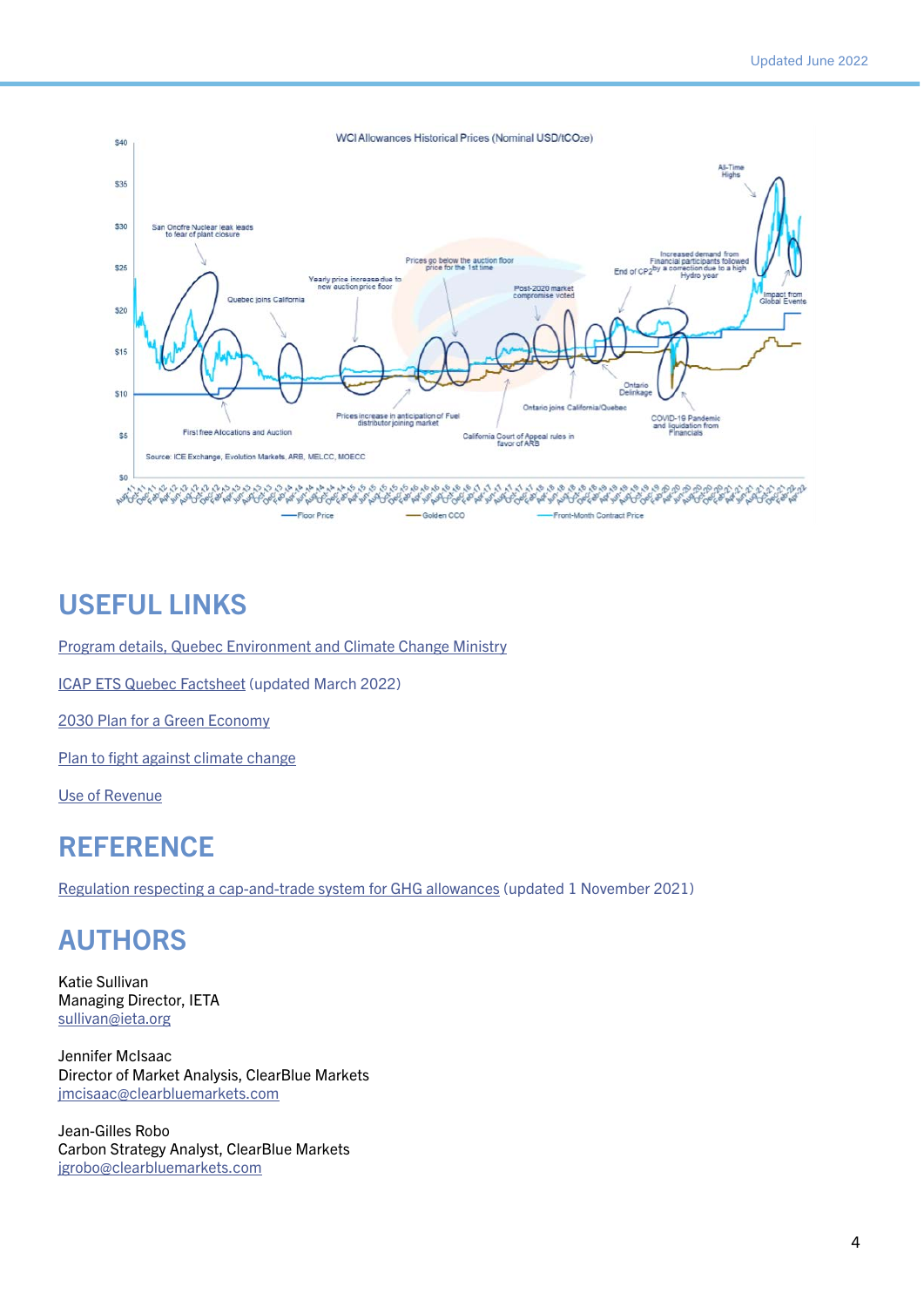WCI Allowances Historical Prices (Nominal USD/tCO2e)

$40
$35
$30
$25
$20
$15
$10
$5
$0

San Onofre Nuclear leak leads to fear of plant closure

Quebec joins California

Yearly price increase due to new auction price floor

Prices go below the auction floor price for the 1st time

Post-2020 market compromise voted

End of CP2

Increased demand from Financial participants followed by a correction due to a high Hydro year

All-Time Highs

Impact from Global Events

First free Allocations and Auction

Prices increase in anticipation of Fuel distributor joining market

California Court of Appeal rules in favor of ARB

Ontario joins California/Quebec

Ontario Delinkage

COVID-19 Pandemic and liquidation from Financials

Source: ICE Exchange, Evolution Markets, ARB, MELCC, MOECC

Aug-11 Oct-11 Dec-11 Feb-12 Apr-12 Jun-12 Aug-12 Oct-12 Dec-12 Feb-13 Apr-13 Jun-13 Aug-13 Oct-13 Dec-13 Feb-14 Apr-14 Jun-14 Aug-14 Oct-14 Dec-14 Feb-15 Apr-15 Jun-15 Aug-15 Oct-15 Dec-15 Feb-16 Apr-16 Jun-16 Aug-16 Oct-16 Dec-16 Feb-17 Apr-17 Jun-17 Aug-17 Oct-17 Dec-17 Feb-18 Apr-18 Jun-18 Aug-18 Oct-18 Dec-18 Feb-19 Apr-19 Jun-19 Aug-19 Oct-19 Dec-19 Feb-20 Apr-20 Jun-20 Aug-20 Oct-20 Dec-20 Feb-21 Apr-21 Jun-21 Aug-21 Oct-21 Dec-21 Feb-22 Apr-22

Floor Price — Golden CCO — Front-Month Contract Price

## USEFUL LINKS

[Program details, Quebec Environment and Climate Change Ministry]

[ICAP ETS Quebec Factsheet] (updated March 2022)

[2030 Plan for a Green Economy]

[Plan to fight against climate change]

[Use of Revenue]

## REFERENCE

[Regulation respecting a cap-and-trade system for GHG allowances] (updated 1 November 2021)

## AUTHORS

Katie Sullivan
Managing Director, IETA
sullivan@ieta.org

Jennifer McIsaac
Director of Market Analysis, ClearBlue Markets
jmcisaac@clearbluemarkets.com

Jean-Gilles Robo
Carbon Strategy Analyst, ClearBlue Markets
jgrobo@clearbluemarkets.com